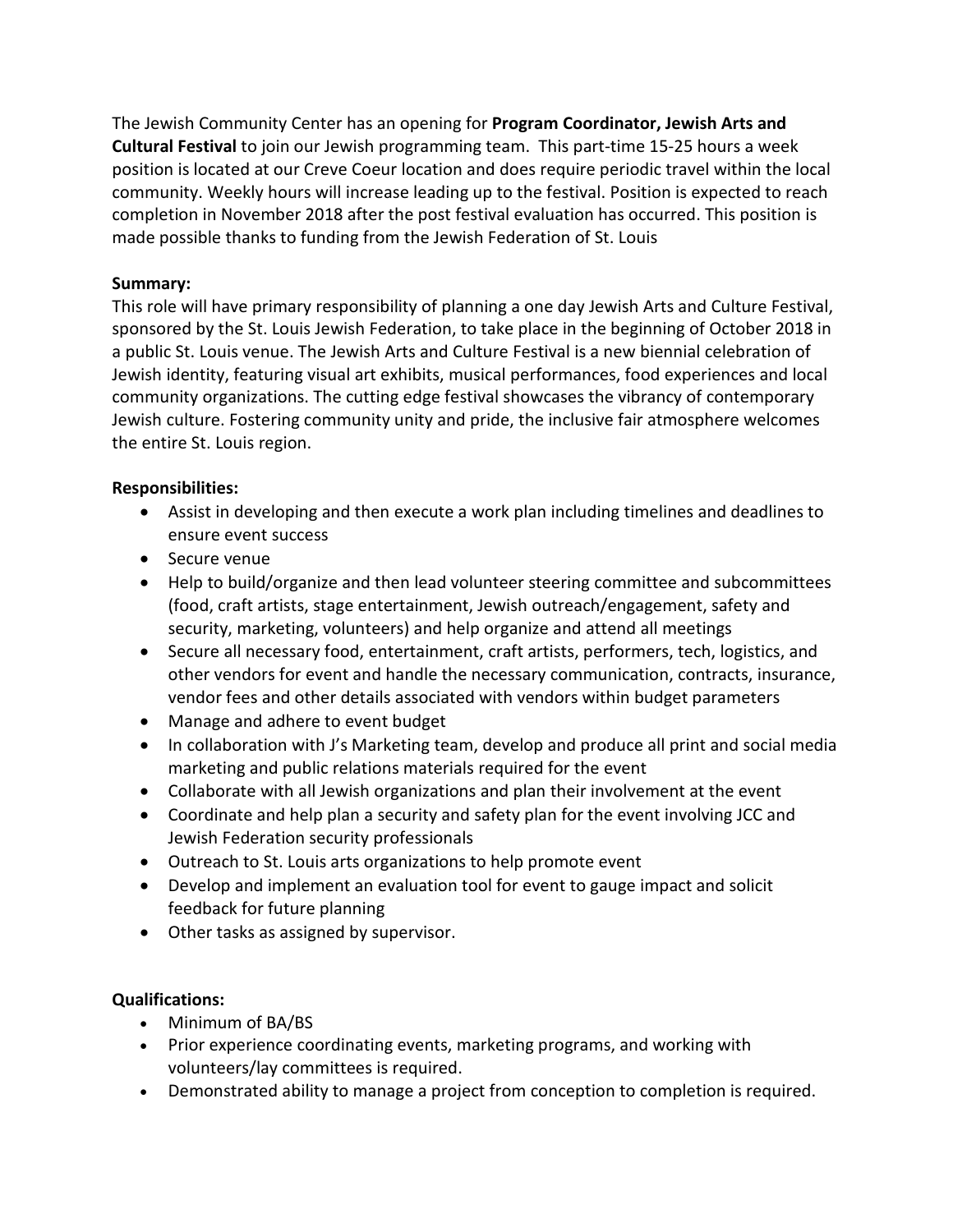The Jewish Community Center has an opening for **Program Coordinator, Jewish Arts and Cultural Festival** to join our Jewish programming team. This part-time 15-25 hours a week position is located at our Creve Coeur location and does require periodic travel within the local community. Weekly hours will increase leading up to the festival. Position is expected to reach completion in November 2018 after the post festival evaluation has occurred. This position is made possible thanks to funding from the Jewish Federation of St. Louis

**Summary:**

This role will have primary responsibility of planning a one day Jewish Arts and Culture Festival, sponsored by the St. Louis Jewish Federation, to take place in the beginning of October 2018 in a public St. Louis venue. The Jewish Arts and Culture Festival is a new biennial celebration of Jewish identity, featuring visual art exhibits, musical performances, food experiences and local community organizations. The cutting edge festival showcases the vibrancy of contemporary Jewish culture. Fostering community unity and pride, the inclusive fair atmosphere welcomes the entire St. Louis region.

**Responsibilities:**

- Assist in developing and then execute a work plan including timelines and deadlines to ensure event success
- Secure venue
- Help to build/organize and then lead volunteer steering committee and subcommittees (food, craft artists, stage entertainment, Jewish outreach/engagement, safety and security, marketing, volunteers) and help organize and attend all meetings
- Secure all necessary food, entertainment, craft artists, performers, tech, logistics, and other vendors for event and handle the necessary communication, contracts, insurance, vendor fees and other details associated with vendors within budget parameters
- Manage and adhere to event budget
- In collaboration with J's Marketing team, develop and produce all print and social media marketing and public relations materials required for the event
- Collaborate with all Jewish organizations and plan their involvement at the event
- Coordinate and help plan a security and safety plan for the event involving JCC and Jewish Federation security professionals
- Outreach to St. Louis arts organizations to help promote event
- Develop and implement an evaluation tool for event to gauge impact and solicit feedback for future planning
- Other tasks as assigned by supervisor.

**Qualifications:**

- Minimum of BA/BS
- Prior experience coordinating events, marketing programs, and working with volunteers/lay committees is required.
- Demonstrated ability to manage a project from conception to completion is required.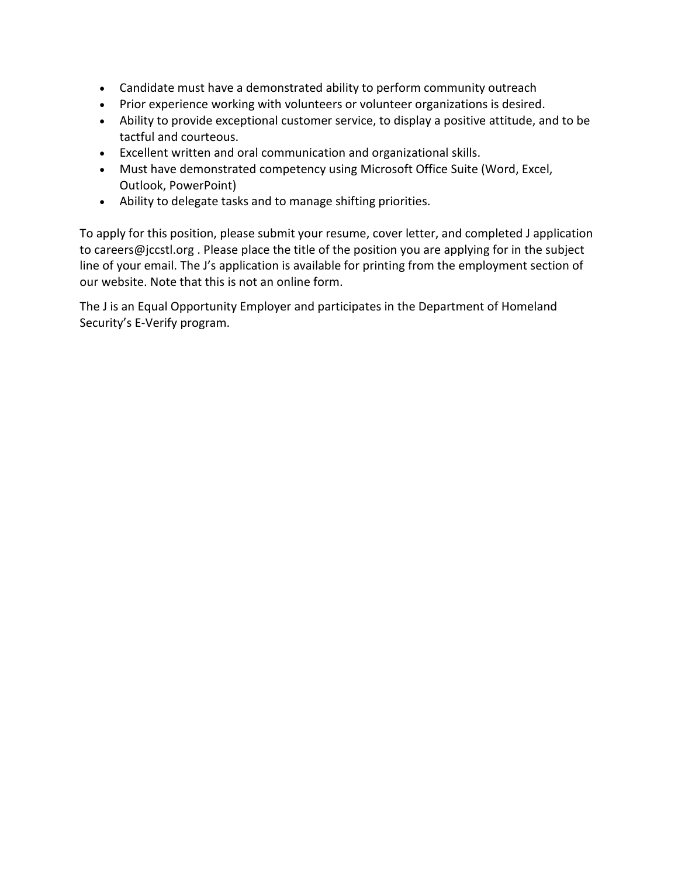- Candidate must have a demonstrated ability to perform community outreach
- Prior experience working with volunteers or volunteer organizations is desired.
- Ability to provide exceptional customer service, to display a positive attitude, and to be tactful and courteous.
- Excellent written and oral communication and organizational skills.
- Must have demonstrated competency using Microsoft Office Suite (Word, Excel, Outlook, PowerPoint)
- Ability to delegate tasks and to manage shifting priorities.

To apply for this position, please submit your resume, cover letter, and completed J application to careers@jccstl.org . Please place the title of the position you are applying for in the subject line of your email. The J's application is available for printing from the employment section of our website. Note that this is not an online form.

The J is an Equal Opportunity Employer and participates in the Department of Homeland Security's E-Verify program.